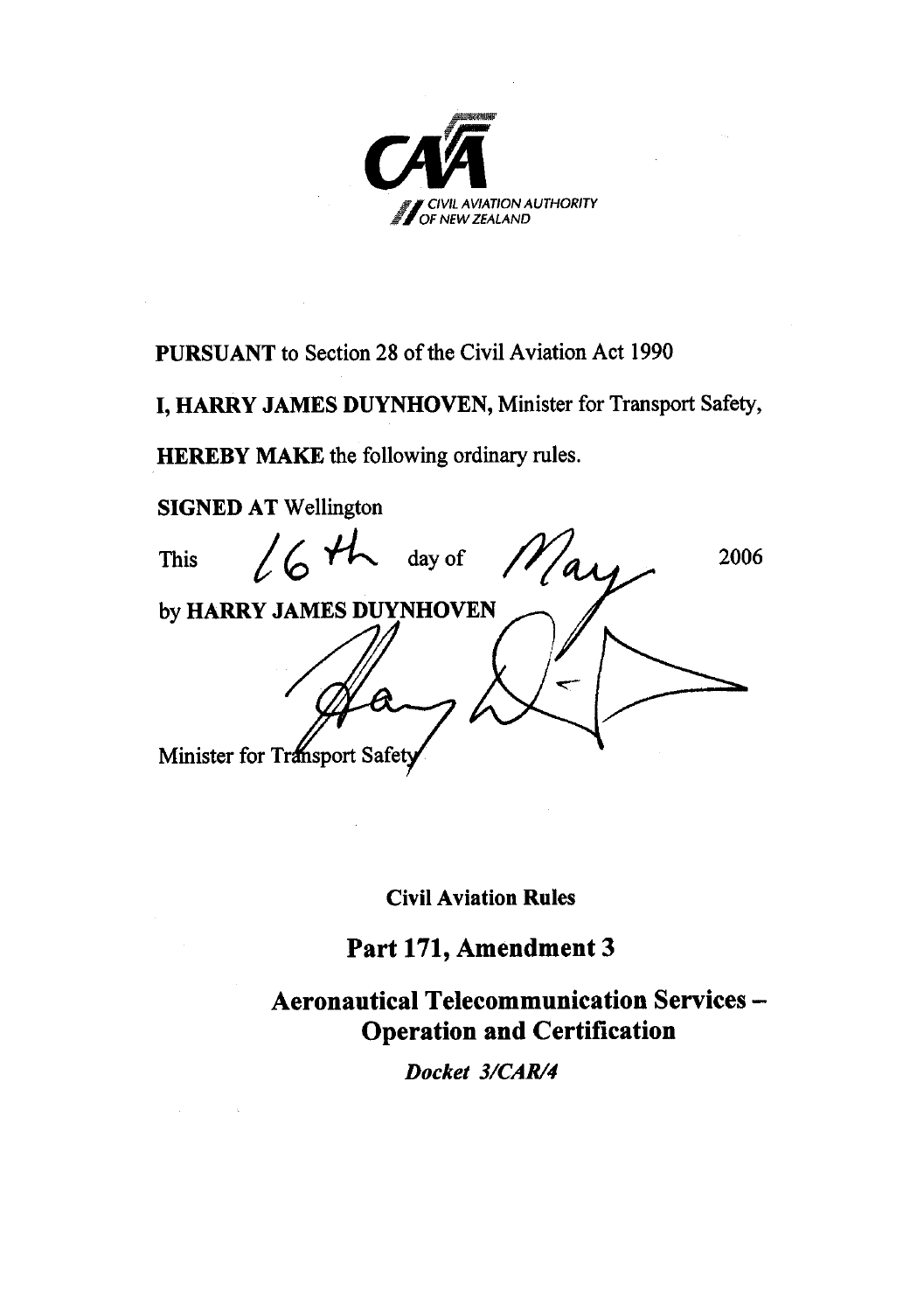CIVIL AVIATION AUTHORITY OF NEW ZEALAND

**PURSUANT** to Section 28 of the Civil Aviation Act 1990

**I, HARRY JAMES DUYNHOVEN,** Minister for Transport Safety,

**HEREBY MAKE** the following ordinary rules.

**SIGNED AT** Wellington

This 16th day of May 2006

by **HARRY JAMES DUYNHOVEN**

Minister for Transport Safety

**Civil Aviation Rules**

## Part 171, Amendment 3

## Aeronautical Telecommunication Services – Operation and Certification

***Docket 3/CAR/4***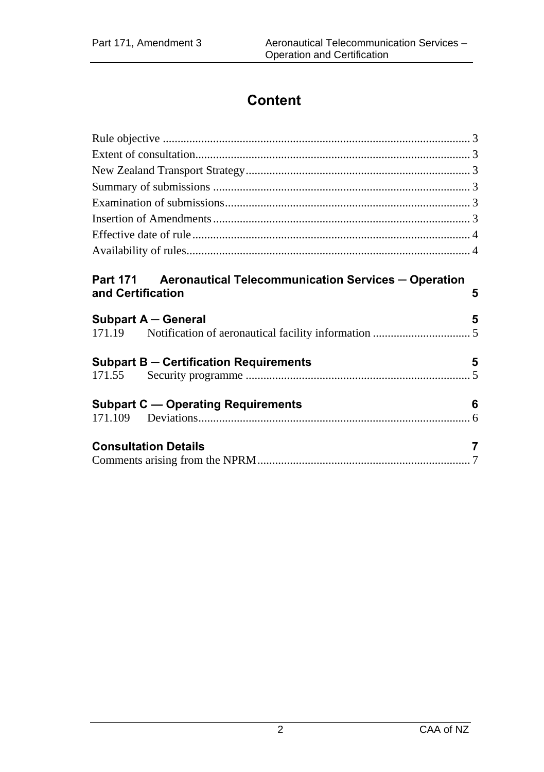# Content

Rule objective ........................................................................................................ 3
Extent of consultation............................................................................................. 3
New Zealand Transport Strategy ............................................................................ 3
Summary of submissions ....................................................................................... 3
Examination of submissions................................................................................... 3
Insertion of Amendments ....................................................................................... 3
Effective date of rule .............................................................................................. 4
Availability of rules................................................................................................. 4

**Part 171 Aeronautical Telecommunication Services ─ Operation and Certification** **5**

**Subpart A ─ General** **5**
171.19 Notification of aeronautical facility information ................................. 5

**Subpart B ─ Certification Requirements** **5**
171.55 Security programme ............................................................................ 5

**Subpart C — Operating Requirements** **6**
171.109 Deviations............................................................................................ 6

**Consultation Details** **7**
Comments arising from the NPRM ........................................................................ 7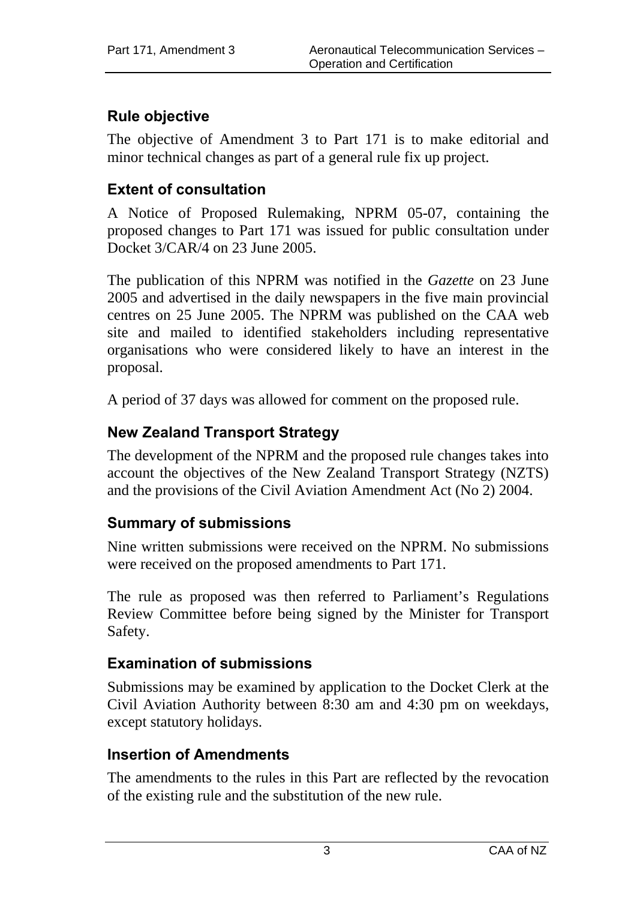## Rule objective

The objective of Amendment 3 to Part 171 is to make editorial and minor technical changes as part of a general rule fix up project.

## Extent of consultation

A Notice of Proposed Rulemaking, NPRM 05-07, containing the proposed changes to Part 171 was issued for public consultation under Docket 3/CAR/4 on 23 June 2005.

The publication of this NPRM was notified in the *Gazette* on 23 June 2005 and advertised in the daily newspapers in the five main provincial centres on 25 June 2005. The NPRM was published on the CAA web site and mailed to identified stakeholders including representative organisations who were considered likely to have an interest in the proposal.

A period of 37 days was allowed for comment on the proposed rule.

## New Zealand Transport Strategy

The development of the NPRM and the proposed rule changes takes into account the objectives of the New Zealand Transport Strategy (NZTS) and the provisions of the Civil Aviation Amendment Act (No 2) 2004.

## Summary of submissions

Nine written submissions were received on the NPRM. No submissions were received on the proposed amendments to Part 171.

The rule as proposed was then referred to Parliament's Regulations Review Committee before being signed by the Minister for Transport Safety.

## Examination of submissions

Submissions may be examined by application to the Docket Clerk at the Civil Aviation Authority between 8:30 am and 4:30 pm on weekdays, except statutory holidays.

## Insertion of Amendments

The amendments to the rules in this Part are reflected by the revocation of the existing rule and the substitution of the new rule.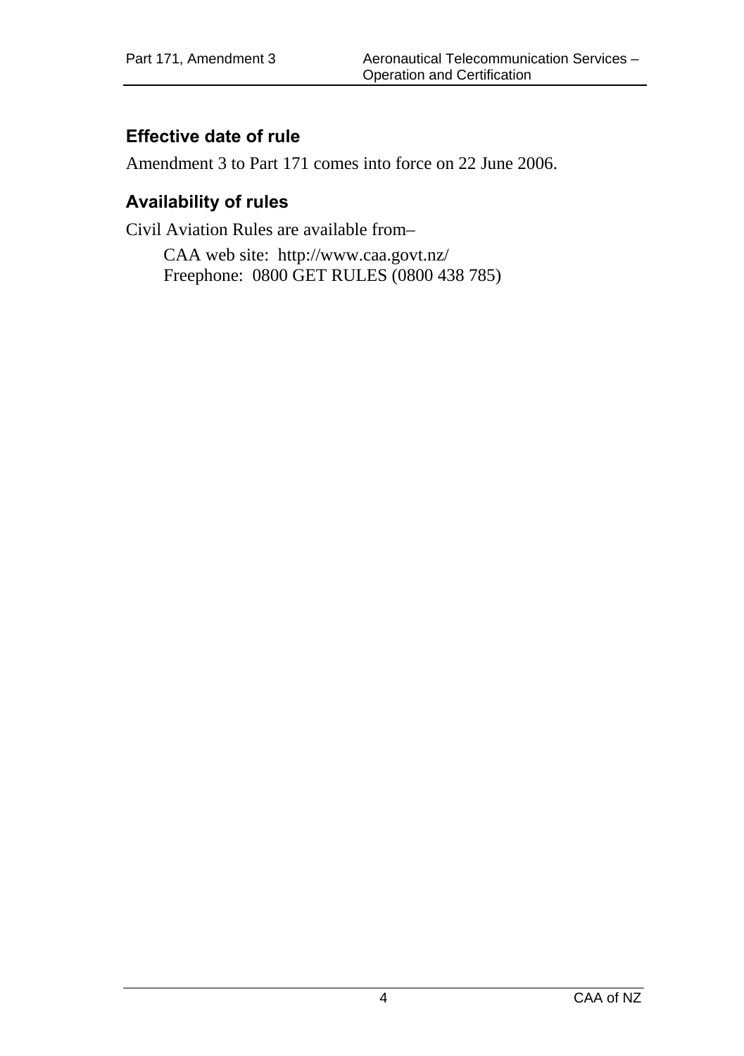## Effective date of rule

Amendment 3 to Part 171 comes into force on 22 June 2006.

## Availability of rules

Civil Aviation Rules are available from–

CAA web site: http://www.caa.govt.nz/
Freephone: 0800 GET RULES (0800 438 785)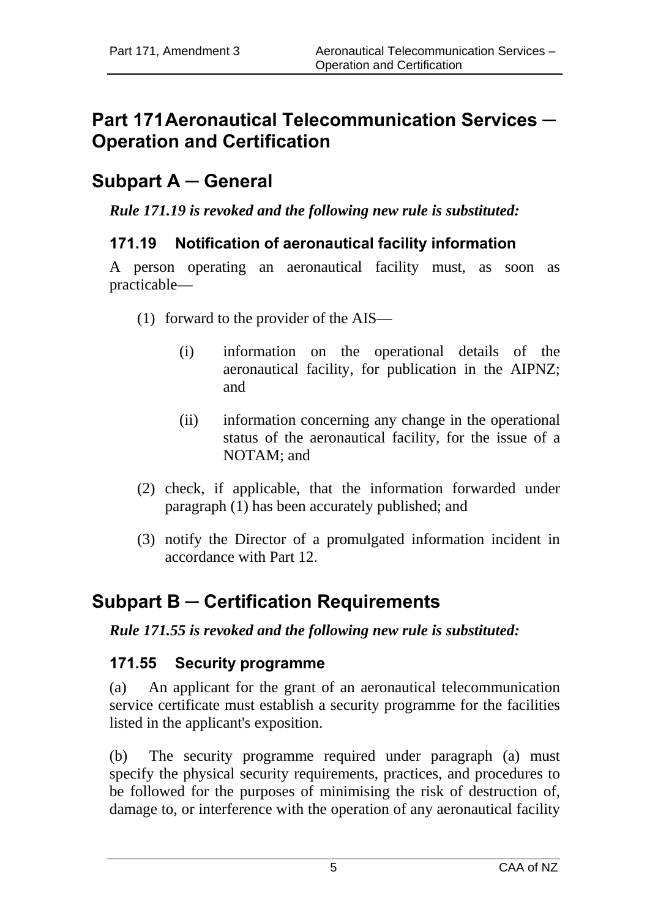# Part 171 Aeronautical Telecommunication Services ─ Operation and Certification

## Subpart A ─ General

***Rule 171.19 is revoked and the following new rule is substituted:***

### 171.19 Notification of aeronautical facility information

A person operating an aeronautical facility must, as soon as practicable—

(1) forward to the provider of the AIS—

(i) information on the operational details of the aeronautical facility, for publication in the AIPNZ; and

(ii) information concerning any change in the operational status of the aeronautical facility, for the issue of a NOTAM; and

(2) check, if applicable, that the information forwarded under paragraph (1) has been accurately published; and

(3) notify the Director of a promulgated information incident in accordance with Part 12.

## Subpart B ─ Certification Requirements

***Rule 171.55 is revoked and the following new rule is substituted:***

### 171.55 Security programme

(a) An applicant for the grant of an aeronautical telecommunication service certificate must establish a security programme for the facilities listed in the applicant's exposition.

(b) The security programme required under paragraph (a) must specify the physical security requirements, practices, and procedures to be followed for the purposes of minimising the risk of destruction of, damage to, or interference with the operation of any aeronautical facility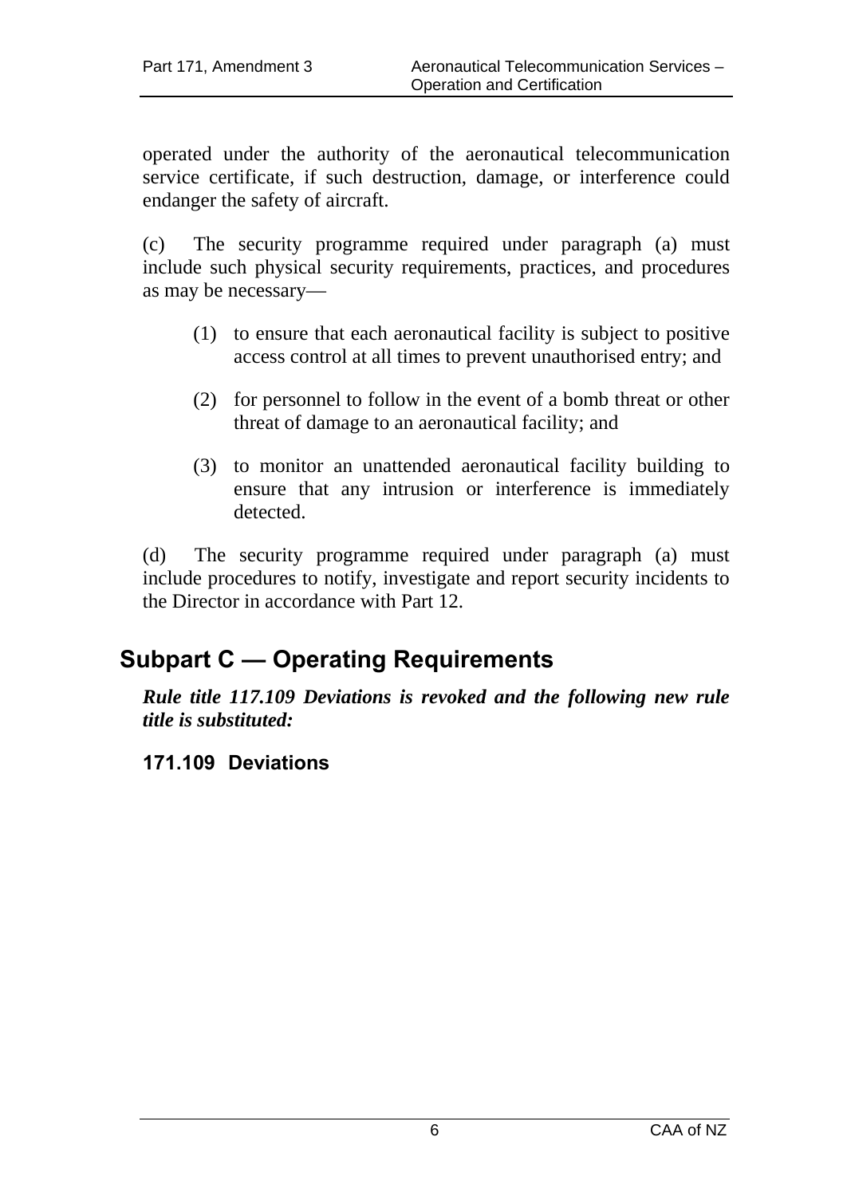operated under the authority of the aeronautical telecommunication service certificate, if such destruction, damage, or interference could endanger the safety of aircraft.

(c) The security programme required under paragraph (a) must include such physical security requirements, practices, and procedures as may be necessary—

- (1) to ensure that each aeronautical facility is subject to positive access control at all times to prevent unauthorised entry; and
- (2) for personnel to follow in the event of a bomb threat or other threat of damage to an aeronautical facility; and
- (3) to monitor an unattended aeronautical facility building to ensure that any intrusion or interference is immediately detected.

(d) The security programme required under paragraph (a) must include procedures to notify, investigate and report security incidents to the Director in accordance with Part 12.

## Subpart C — Operating Requirements

***Rule title 117.109 Deviations is revoked and the following new rule title is substituted:***

### 171.109 Deviations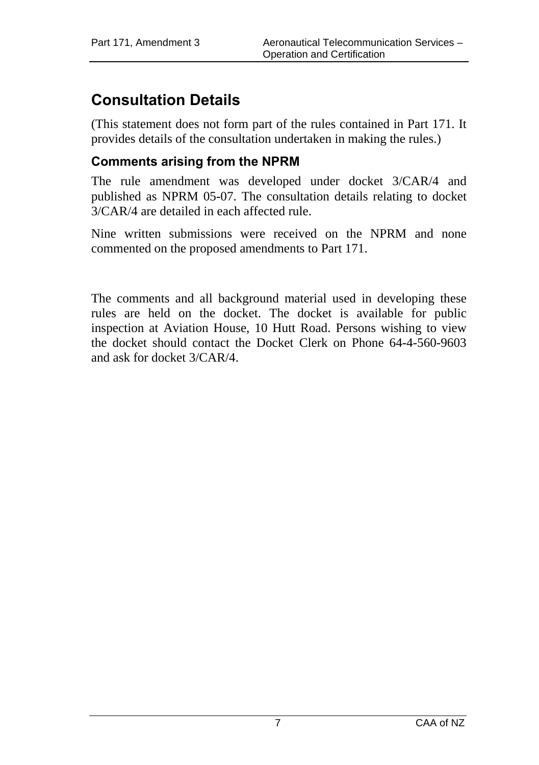# Consultation Details

(This statement does not form part of the rules contained in Part 171. It provides details of the consultation undertaken in making the rules.)

## Comments arising from the NPRM

The rule amendment was developed under docket 3/CAR/4 and published as NPRM 05-07. The consultation details relating to docket 3/CAR/4 are detailed in each affected rule.

Nine written submissions were received on the NPRM and none commented on the proposed amendments to Part 171.

The comments and all background material used in developing these rules are held on the docket. The docket is available for public inspection at Aviation House, 10 Hutt Road. Persons wishing to view the docket should contact the Docket Clerk on Phone 64-4-560-9603 and ask for docket 3/CAR/4.